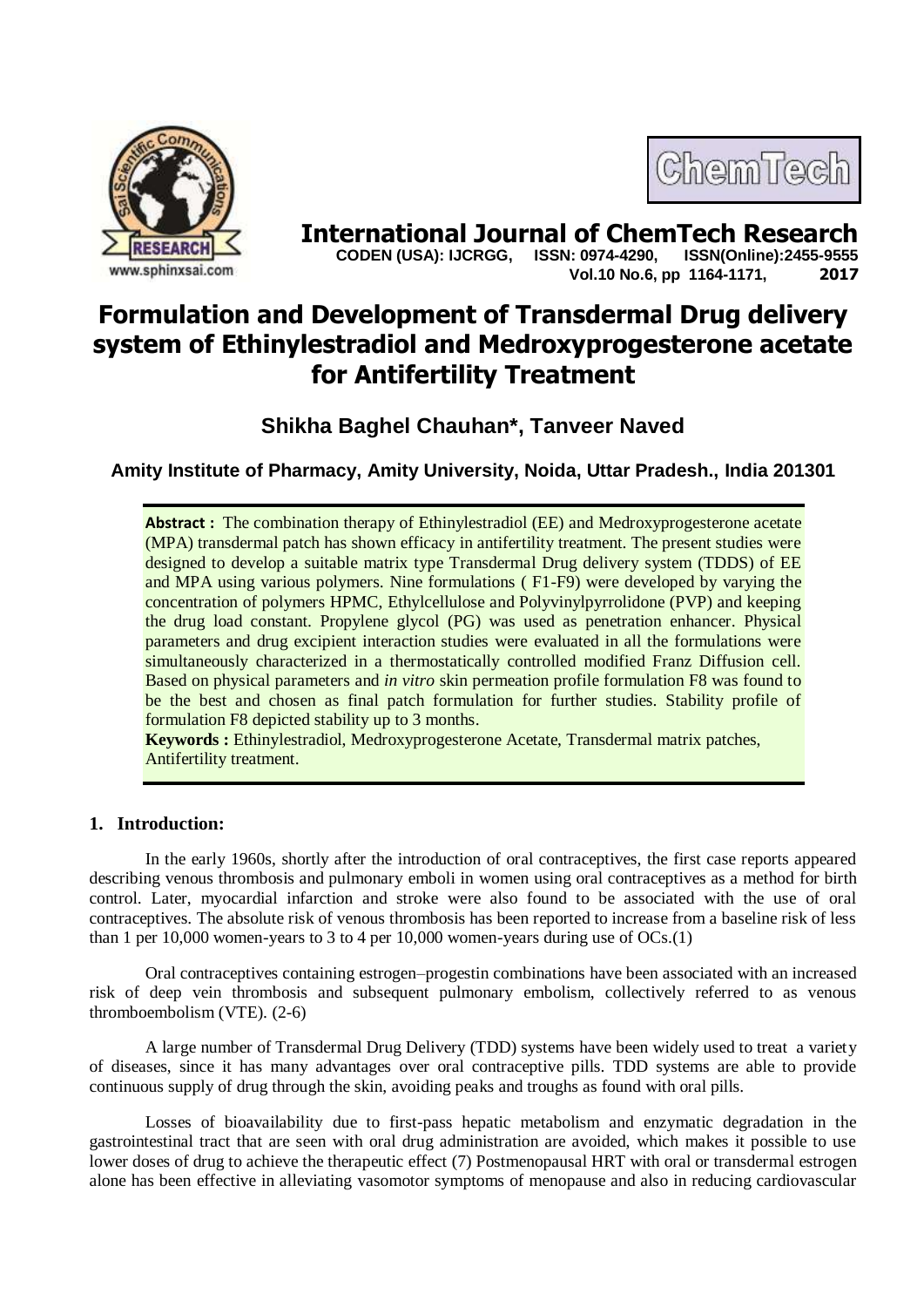# Formulation and Development of Transdermal Drug delivery system of Ethinylestradiol and Medroxyprogesterone acetate for Antifertility Treatment

**Shikha Baghel Chauhan\*, Tanveer Naved**

**Amity Institute of Pharmacy, Amity University, Noida, Uttar Pradesh., India 201301**

**Abstract :** The combination therapy of Ethinylestradiol (EE) and Medroxyprogesterone acetate (MPA) transdermal patch has shown efficacy in antifertility treatment. The present studies were designed to develop a suitable matrix type Transdermal Drug delivery system (TDDS) of EE and MPA using various polymers. Nine formulations ( F1-F9) were developed by varying the concentration of polymers HPMC, Ethylcellulose and Polyvinylpyrrolidone (PVP) and keeping the drug load constant. Propylene glycol (PG) was used as penetration enhancer. Physical parameters and drug excipient interaction studies were evaluated in all the formulations were simultaneously characterized in a thermostatically controlled modified Franz Diffusion cell. Based on physical parameters and *in vitro* skin permeation profile formulation F8 was found to be the best and chosen as final patch formulation for further studies. Stability profile of formulation F8 depicted stability up to 3 months.

**Keywords :** Ethinylestradiol, Medroxyprogesterone Acetate, Transdermal matrix patches, Antifertility treatment.

## 1. Introduction:

In the early 1960s, shortly after the introduction of oral contraceptives, the first case reports appeared describing venous thrombosis and pulmonary emboli in women using oral contraceptives as a method for birth control. Later, myocardial infarction and stroke were also found to be associated with the use of oral contraceptives. The absolute risk of venous thrombosis has been reported to increase from a baseline risk of less than 1 per 10,000 women-years to 3 to 4 per 10,000 women-years during use of OCs.(1)

Oral contraceptives containing estrogen–progestin combinations have been associated with an increased risk of deep vein thrombosis and subsequent pulmonary embolism, collectively referred to as venous thromboembolism (VTE). (2-6)

A large number of Transdermal Drug Delivery (TDD) systems have been widely used to treat a variety of diseases, since it has many advantages over oral contraceptive pills. TDD systems are able to provide continuous supply of drug through the skin, avoiding peaks and troughs as found with oral pills.

Losses of bioavailability due to first-pass hepatic metabolism and enzymatic degradation in the gastrointestinal tract that are seen with oral drug administration are avoided, which makes it possible to use lower doses of drug to achieve the therapeutic effect (7) Postmenopausal HRT with oral or transdermal estrogen alone has been effective in alleviating vasomotor symptoms of menopause and also in reducing cardiovascular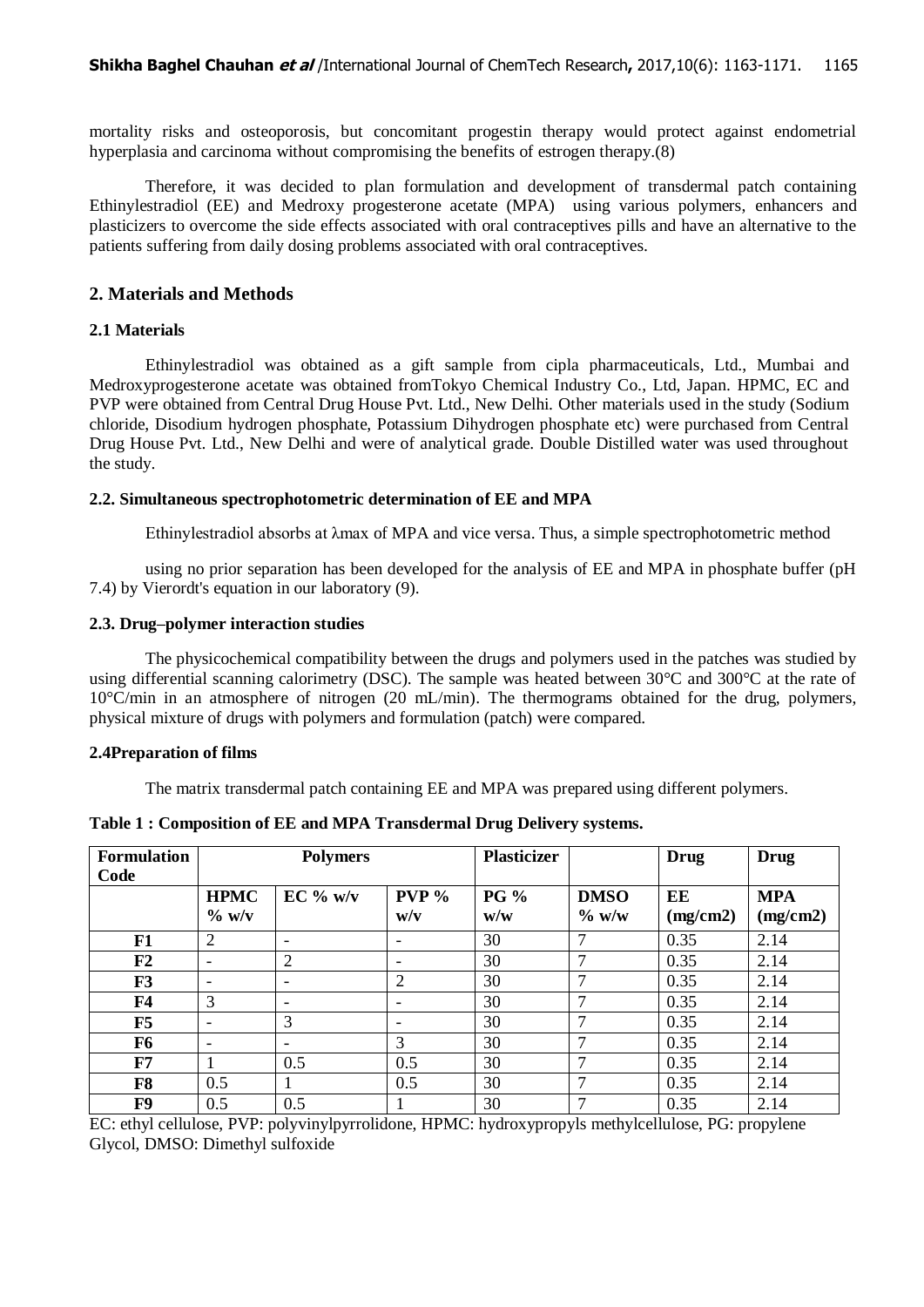mortality risks and osteoporosis, but concomitant progestin therapy would protect against endometrial hyperplasia and carcinoma without compromising the benefits of estrogen therapy.(8)

Therefore, it was decided to plan formulation and development of transdermal patch containing Ethinylestradiol (EE) and Medroxy progesterone acetate (MPA) using various polymers, enhancers and plasticizers to overcome the side effects associated with oral contraceptives pills and have an alternative to the patients suffering from daily dosing problems associated with oral contraceptives.

## 2. Materials and Methods

### 2.1 Materials

Ethinylestradiol was obtained as a gift sample from cipla pharmaceuticals, Ltd., Mumbai and Medroxyprogesterone acetate was obtained fromTokyo Chemical Industry Co., Ltd, Japan. HPMC, EC and PVP were obtained from Central Drug House Pvt. Ltd., New Delhi. Other materials used in the study (Sodium chloride, Disodium hydrogen phosphate, Potassium Dihydrogen phosphate etc) were purchased from Central Drug House Pvt. Ltd., New Delhi and were of analytical grade. Double Distilled water was used throughout the study.

### 2.2. Simultaneous spectrophotometric determination of EE and MPA

Ethinylestradiol absorbs at λmax of MPA and vice versa. Thus, a simple spectrophotometric method

using no prior separation has been developed for the analysis of EE and MPA in phosphate buffer (pH 7.4) by Vierordt's equation in our laboratory (9).

### 2.3. Drug–polymer interaction studies

The physicochemical compatibility between the drugs and polymers used in the patches was studied by using differential scanning calorimetry (DSC). The sample was heated between 30°C and 300°C at the rate of 10°C/min in an atmosphere of nitrogen (20 mL/min). The thermograms obtained for the drug, polymers, physical mixture of drugs with polymers and formulation (patch) were compared.

### 2.4Preparation of films

The matrix transdermal patch containing EE and MPA was prepared using different polymers.

**Table 1 : Composition of EE and MPA Transdermal Drug Delivery systems.**

| Formulation Code | Polymers | | | Plasticizer | | Drug | Drug |
|---|---|---|---|---|---|---|---|
| | HPMC % w/v | EC % w/v | PVP % w/v | PG % w/w | DMSO % w/w | EE (mg/cm2) | MPA (mg/cm2) |
| **F1** | 2 | - | - | 30 | 7 | 0.35 | 2.14 |
| **F2** | - | 2 | - | 30 | 7 | 0.35 | 2.14 |
| **F3** | - | - | 2 | 30 | 7 | 0.35 | 2.14 |
| **F4** | 3 | - | - | 30 | 7 | 0.35 | 2.14 |
| **F5** | - | 3 | - | 30 | 7 | 0.35 | 2.14 |
| **F6** | - | - | 3 | 30 | 7 | 0.35 | 2.14 |
| **F7** | 1 | 0.5 | 0.5 | 30 | 7 | 0.35 | 2.14 |
| **F8** | 0.5 | 1 | 0.5 | 30 | 7 | 0.35 | 2.14 |
| **F9** | 0.5 | 0.5 | 1 | 30 | 7 | 0.35 | 2.14 |

EC: ethyl cellulose, PVP: polyvinylpyrrolidone, HPMC: hydroxypropyls methylcellulose, PG: propylene Glycol, DMSO: Dimethyl sulfoxide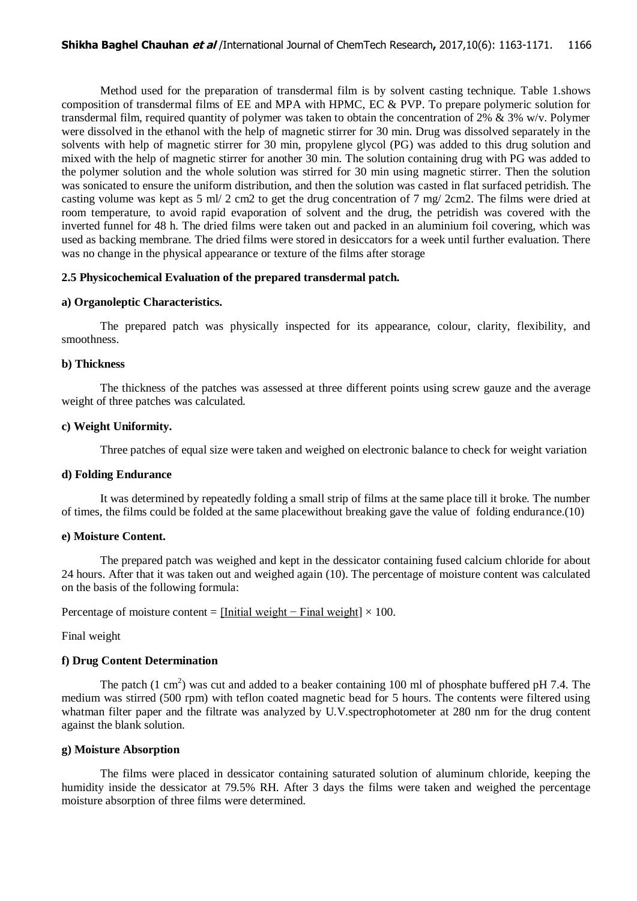Method used for the preparation of transdermal film is by solvent casting technique. Table 1.shows composition of transdermal films of EE and MPA with HPMC, EC & PVP. To prepare polymeric solution for transdermal film, required quantity of polymer was taken to obtain the concentration of 2% & 3% w/v. Polymer were dissolved in the ethanol with the help of magnetic stirrer for 30 min. Drug was dissolved separately in the solvents with help of magnetic stirrer for 30 min, propylene glycol (PG) was added to this drug solution and mixed with the help of magnetic stirrer for another 30 min. The solution containing drug with PG was added to the polymer solution and the whole solution was stirred for 30 min using magnetic stirrer. Then the solution was sonicated to ensure the uniform distribution, and then the solution was casted in flat surfaced petridish. The casting volume was kept as 5 ml/ 2 cm2 to get the drug concentration of 7 mg/ 2cm2. The films were dried at room temperature, to avoid rapid evaporation of solvent and the drug, the petridish was covered with the inverted funnel for 48 h. The dried films were taken out and packed in an aluminium foil covering, which was used as backing membrane. The dried films were stored in desiccators for a week until further evaluation. There was no change in the physical appearance or texture of the films after storage

**2.5 Physicochemical Evaluation of the prepared transdermal patch.**

**a) Organoleptic Characteristics.**

The prepared patch was physically inspected for its appearance, colour, clarity, flexibility, and smoothness.

**b) Thickness**

The thickness of the patches was assessed at three different points using screw gauze and the average weight of three patches was calculated.

**c) Weight Uniformity.**

Three patches of equal size were taken and weighed on electronic balance to check for weight variation

**d) Folding Endurance**

It was determined by repeatedly folding a small strip of films at the same place till it broke. The number of times, the films could be folded at the same placewithout breaking gave the value of folding endurance.(10)

**e) Moisture Content.**

The prepared patch was weighed and kept in the dessicator containing fused calcium chloride for about 24 hours. After that it was taken out and weighed again (10). The percentage of moisture content was calculated on the basis of the following formula:

$$\text{Percentage of moisture content} = \frac{[\text{Initial weight} - \text{Final weight}]}{\text{Final weight}} \times 100.$$

**f) Drug Content Determination**

The patch (1 $cm^2$) was cut and added to a beaker containing 100 ml of phosphate buffered pH 7.4. The medium was stirred (500 rpm) with teflon coated magnetic bead for 5 hours. The contents were filtered using whatman filter paper and the filtrate was analyzed by U.V.spectrophotometer at 280 nm for the drug content against the blank solution.

**g) Moisture Absorption**

The films were placed in dessicator containing saturated solution of aluminum chloride, keeping the humidity inside the dessicator at 79.5% RH. After 3 days the films were taken and weighed the percentage moisture absorption of three films were determined.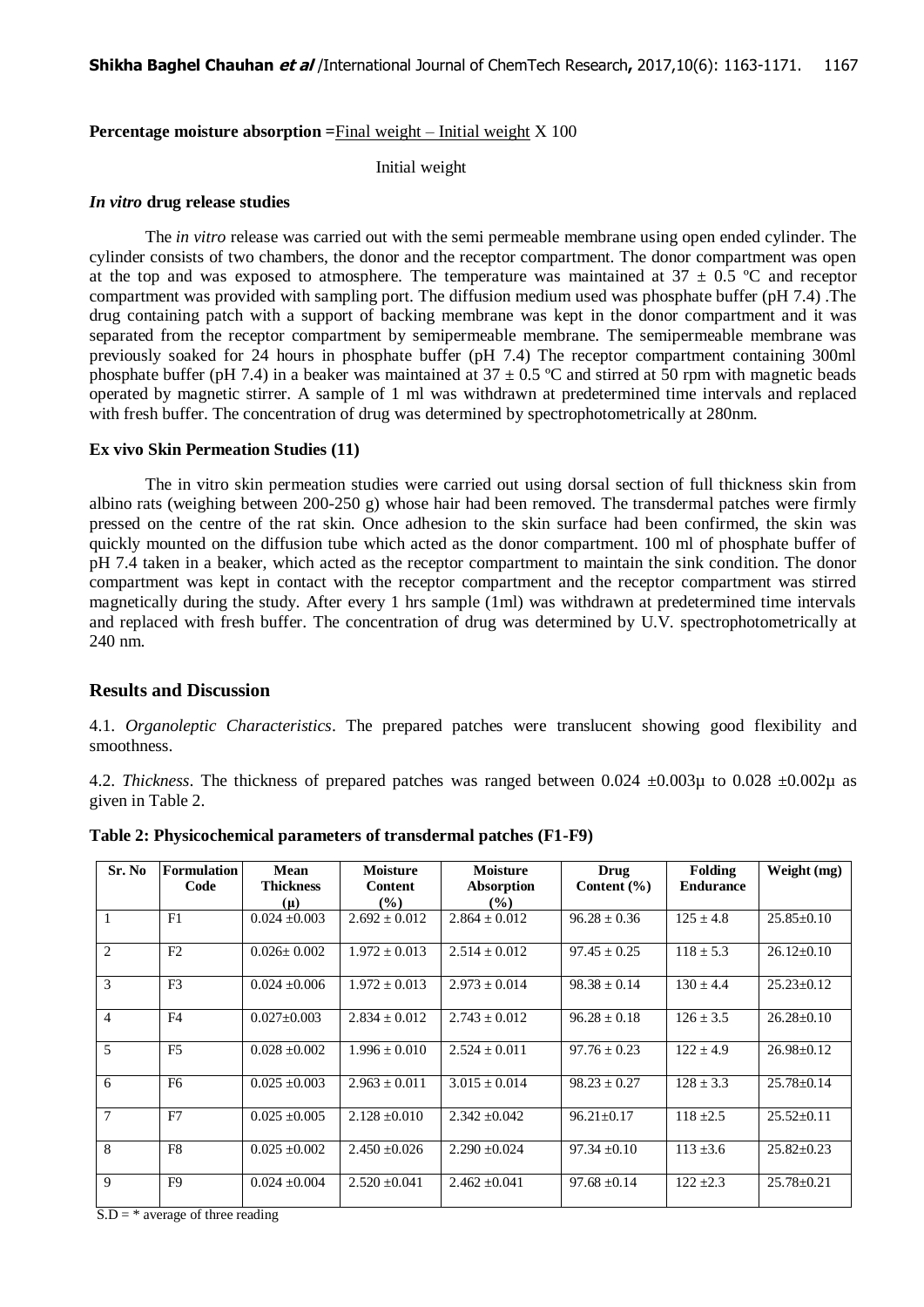**Percentage moisture absorption** = $\frac{\text{Final weight} - \text{Initial weight}}{\text{Initial weight}} \times 100$

### *In vitro* drug release studies

The *in vitro* release was carried out with the semi permeable membrane using open ended cylinder. The cylinder consists of two chambers, the donor and the receptor compartment. The donor compartment was open at the top and was exposed to atmosphere. The temperature was maintained at 37 ± 0.5 ºC and receptor compartment was provided with sampling port. The diffusion medium used was phosphate buffer (pH 7.4) .The drug containing patch with a support of backing membrane was kept in the donor compartment and it was separated from the receptor compartment by semipermeable membrane. The semipermeable membrane was previously soaked for 24 hours in phosphate buffer (pH 7.4) The receptor compartment containing 300ml phosphate buffer (pH 7.4) in a beaker was maintained at 37 ± 0.5 ºC and stirred at 50 rpm with magnetic beads operated by magnetic stirrer. A sample of 1 ml was withdrawn at predetermined time intervals and replaced with fresh buffer. The concentration of drug was determined by spectrophotometrically at 280nm.

### Ex vivo Skin Permeation Studies (11)

The in vitro skin permeation studies were carried out using dorsal section of full thickness skin from albino rats (weighing between 200-250 g) whose hair had been removed. The transdermal patches were firmly pressed on the centre of the rat skin. Once adhesion to the skin surface had been confirmed, the skin was quickly mounted on the diffusion tube which acted as the donor compartment. 100 ml of phosphate buffer of pH 7.4 taken in a beaker, which acted as the receptor compartment to maintain the sink condition. The donor compartment was kept in contact with the receptor compartment and the receptor compartment was stirred magnetically during the study. After every 1 hrs sample (1ml) was withdrawn at predetermined time intervals and replaced with fresh buffer. The concentration of drug was determined by U.V. spectrophotometrically at 240 nm.

## Results and Discussion

4.1. *Organoleptic Characteristics*. The prepared patches were translucent showing good flexibility and smoothness.

4.2. *Thickness*. The thickness of prepared patches was ranged between 0.024 ±0.003μ to 0.028 ±0.002μ as given in Table 2.

**Table 2: Physicochemical parameters of transdermal patches (F1-F9)**

| Sr. No | Formulation Code | Mean Thickness (μ) | Moisture Content (%) | Moisture Absorption (%) | Drug Content (%) | Folding Endurance | Weight (mg) |
|---|---|---|---|---|---|---|---|
| 1 | F1 | 0.024 ±0.003 | 2.692 ± 0.012 | 2.864 ± 0.012 | 96.28 ± 0.36 | 125 ± 4.8 | 25.85±0.10 |
| 2 | F2 | 0.026± 0.002 | 1.972 ± 0.013 | 2.514 ± 0.012 | 97.45 ± 0.25 | 118 ± 5.3 | 26.12±0.10 |
| 3 | F3 | 0.024 ±0.006 | 1.972 ± 0.013 | 2.973 ± 0.014 | 98.38 ± 0.14 | 130 ± 4.4 | 25.23±0.12 |
| 4 | F4 | 0.027±0.003 | 2.834 ± 0.012 | 2.743 ± 0.012 | 96.28 ± 0.18 | 126 ± 3.5 | 26.28±0.10 |
| 5 | F5 | 0.028 ±0.002 | 1.996 ± 0.010 | 2.524 ± 0.011 | 97.76 ± 0.23 | 122 ± 4.9 | 26.98±0.12 |
| 6 | F6 | 0.025 ±0.003 | 2.963 ± 0.011 | 3.015 ± 0.014 | 98.23 ± 0.27 | 128 ± 3.3 | 25.78±0.14 |
| 7 | F7 | 0.025 ±0.005 | 2.128 ±0.010 | 2.342 ±0.042 | 96.21±0.17 | 118 ±2.5 | 25.52±0.11 |
| 8 | F8 | 0.025 ±0.002 | 2.450 ±0.026 | 2.290 ±0.024 | 97.34 ±0.10 | 113 ±3.6 | 25.82±0.23 |
| 9 | F9 | 0.024 ±0.004 | 2.520 ±0.041 | 2.462 ±0.041 | 97.68 ±0.14 | 122 ±2.3 | 25.78±0.21 |

S.D = * average of three reading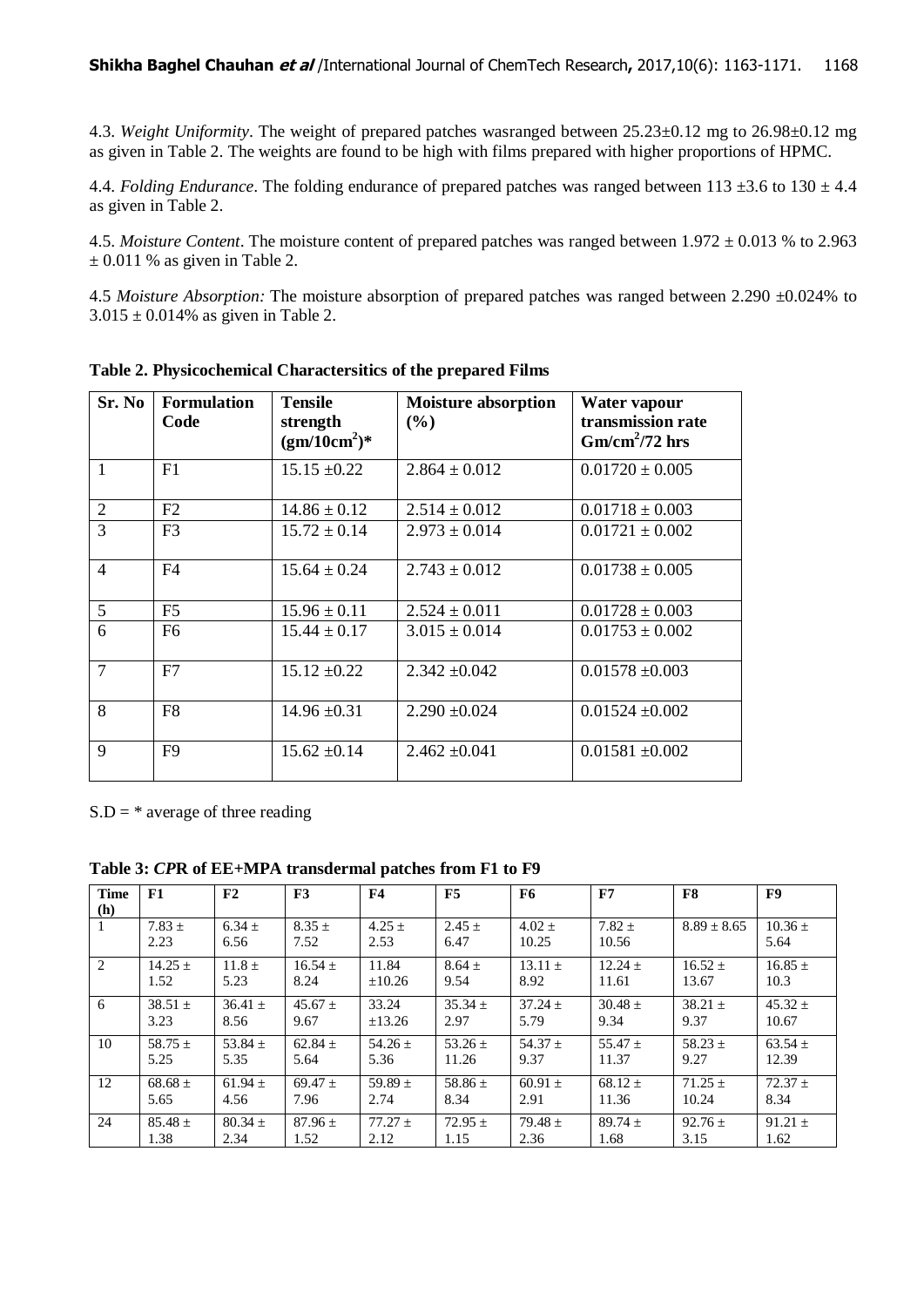4.3. *Weight Uniformity*. The weight of prepared patches wasranged between 25.23±0.12 mg to 26.98±0.12 mg as given in Table 2. The weights are found to be high with films prepared with higher proportions of HPMC.

4.4. *Folding Endurance*. The folding endurance of prepared patches was ranged between 113 ±3.6 to 130 ± 4.4 as given in Table 2.

4.5. *Moisture Content*. The moisture content of prepared patches was ranged between 1.972 ± 0.013 % to 2.963 ± 0.011 % as given in Table 2.

4.5 *Moisture Absorption:* The moisture absorption of prepared patches was ranged between 2.290 ±0.024% to 3.015 ± 0.014% as given in Table 2.

**Table 2. Physicochemical Charactersitics of the prepared Films**

| Sr. No | Formulation Code | Tensile strength ($gm/10cm^2$)* | Moisture absorption (%) | Water vapour transmission rate $Gm/cm^2/72$ hrs |
|---|---|---|---|---|
| 1 | F1 | 15.15 ±0.22 | 2.864 ± 0.012 | 0.01720 ± 0.005 |
| 2 | F2 | 14.86 ± 0.12 | 2.514 ± 0.012 | 0.01718 ± 0.003 |
| 3 | F3 | 15.72 ± 0.14 | 2.973 ± 0.014 | 0.01721 ± 0.002 |
| 4 | F4 | 15.64 ± 0.24 | 2.743 ± 0.012 | 0.01738 ± 0.005 |
| 5 | F5 | 15.96 ± 0.11 | 2.524 ± 0.011 | 0.01728 ± 0.003 |
| 6 | F6 | 15.44 ± 0.17 | 3.015 ± 0.014 | 0.01753 ± 0.002 |
| 7 | F7 | 15.12 ±0.22 | 2.342 ±0.042 | 0.01578 ±0.003 |
| 8 | F8 | 14.96 ±0.31 | 2.290 ±0.024 | 0.01524 ±0.002 |
| 9 | F9 | 15.62 ±0.14 | 2.462 ±0.041 | 0.01581 ±0.002 |

S.D = * average of three reading

**Table 3: *C*PR of EE+MPA transdermal patches from F1 to F9**

| Time (h) | F1 | F2 | F3 | F4 | F5 | F6 | F7 | F8 | F9 |
|---|---|---|---|---|---|---|---|---|---|
| 1 | 7.83 ± 2.23 | 6.34 ± 6.56 | 8.35 ± 7.52 | 4.25 ± 2.53 | 2.45 ± 6.47 | 4.02 ± 10.25 | 7.82 ± 10.56 | 8.89 ± 8.65 | 10.36 ± 5.64 |
| 2 | 14.25 ± 1.52 | 11.8 ± 5.23 | 16.54 ± 8.24 | 11.84 ±10.26 | 8.64 ± 9.54 | 13.11 ± 8.92 | 12.24 ± 11.61 | 16.52 ± 13.67 | 16.85 ± 10.3 |
| 6 | 38.51 ± 3.23 | 36.41 ± 8.56 | 45.67 ± 9.67 | 33.24 ±13.26 | 35.34 ± 2.97 | 37.24 ± 5.79 | 30.48 ± 9.34 | 38.21 ± 9.37 | 45.32 ± 10.67 |
| 10 | 58.75 ± 5.25 | 53.84 ± 5.35 | 62.84 ± 5.64 | 54.26 ± 5.36 | 53.26 ± 11.26 | 54.37 ± 9.37 | 55.47 ± 11.37 | 58.23 ± 9.27 | 63.54 ± 12.39 |
| 12 | 68.68 ± 5.65 | 61.94 ± 4.56 | 69.47 ± 7.96 | 59.89 ± 2.74 | 58.86 ± 8.34 | 60.91 ± 2.91 | 68.12 ± 11.36 | 71.25 ± 10.24 | 72.37 ± 8.34 |
| 24 | 85.48 ± 1.38 | 80.34 ± 2.34 | 87.96 ± 1.52 | 77.27 ± 2.12 | 72.95 ± 1.15 | 79.48 ± 2.36 | 89.74 ± 1.68 | 92.76 ± 3.15 | 91.21 ± 1.62 |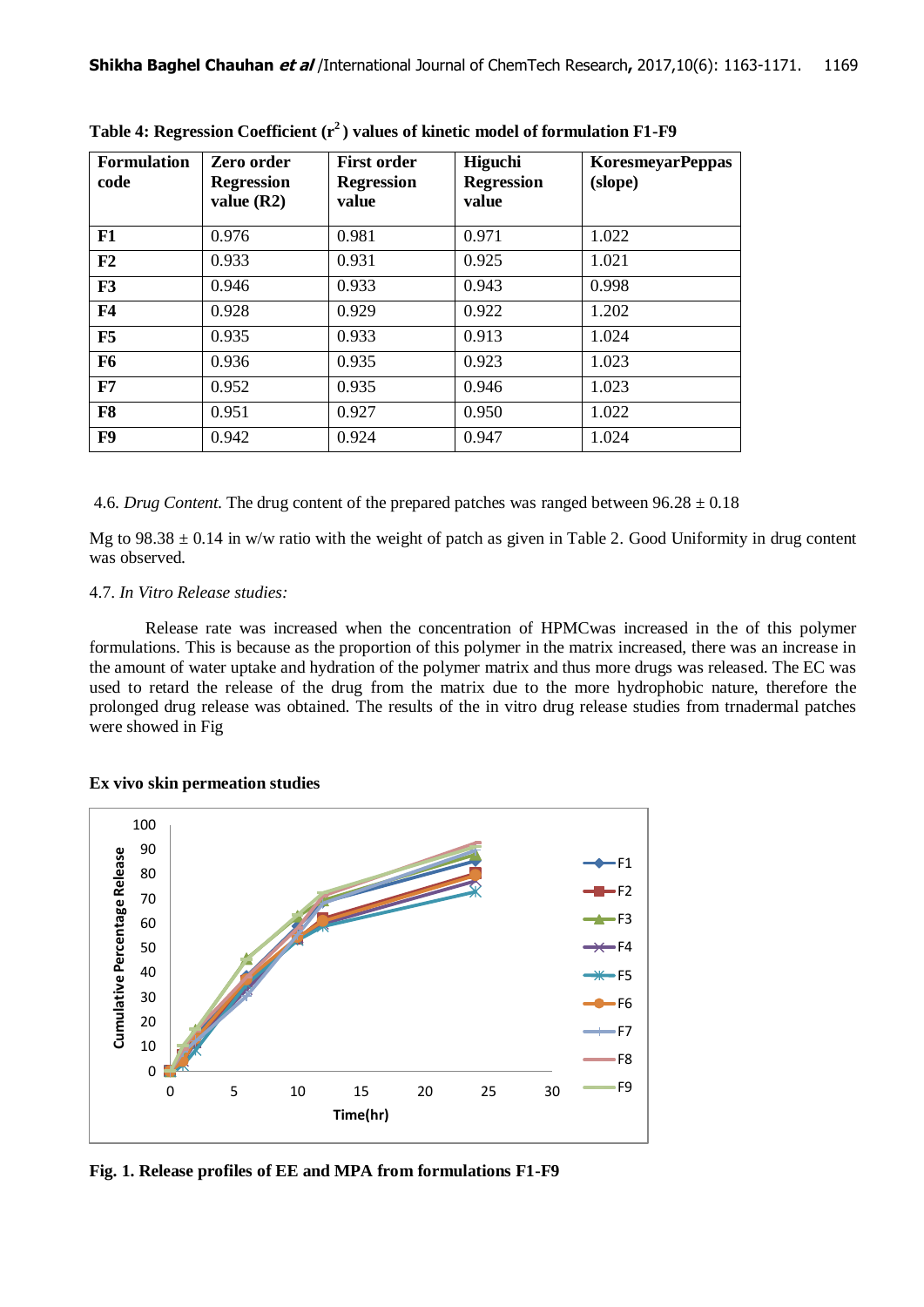**Table 4: Regression Coefficient ($r^2$) values of kinetic model of formulation F1-F9**

| Formulation code | Zero order Regression value (R2) | First order Regression value | Higuchi Regression value | KoresmeyarPeppas (slope) |
|---|---|---|---|---|
| **F1** | 0.976 | 0.981 | 0.971 | 1.022 |
| **F2** | 0.933 | 0.931 | 0.925 | 1.021 |
| **F3** | 0.946 | 0.933 | 0.943 | 0.998 |
| **F4** | 0.928 | 0.929 | 0.922 | 1.202 |
| **F5** | 0.935 | 0.933 | 0.913 | 1.024 |
| **F6** | 0.936 | 0.935 | 0.923 | 1.023 |
| **F7** | 0.952 | 0.935 | 0.946 | 1.023 |
| **F8** | 0.951 | 0.927 | 0.950 | 1.022 |
| **F9** | 0.942 | 0.924 | 0.947 | 1.024 |

4.6. *Drug Content.* The drug content of the prepared patches was ranged between 96.28 ± 0.18

Mg to 98.38 ± 0.14 in w/w ratio with the weight of patch as given in Table 2. Good Uniformity in drug content was observed.

4.7. *In Vitro Release studies:*

Release rate was increased when the concentration of HPMCwas increased in the of this polymer formulations. This is because as the proportion of this polymer in the matrix increased, there was an increase in the amount of water uptake and hydration of the polymer matrix and thus more drugs was released. The EC was used to retard the release of the drug from the matrix due to the more hydrophobic nature, therefore the prolonged drug release was obtained. The results of the in vitro drug release studies from trnadermal patches were showed in Fig

**Ex vivo skin permeation studies**

**Fig. 1. Release profiles of EE and MPA from formulations F1-F9**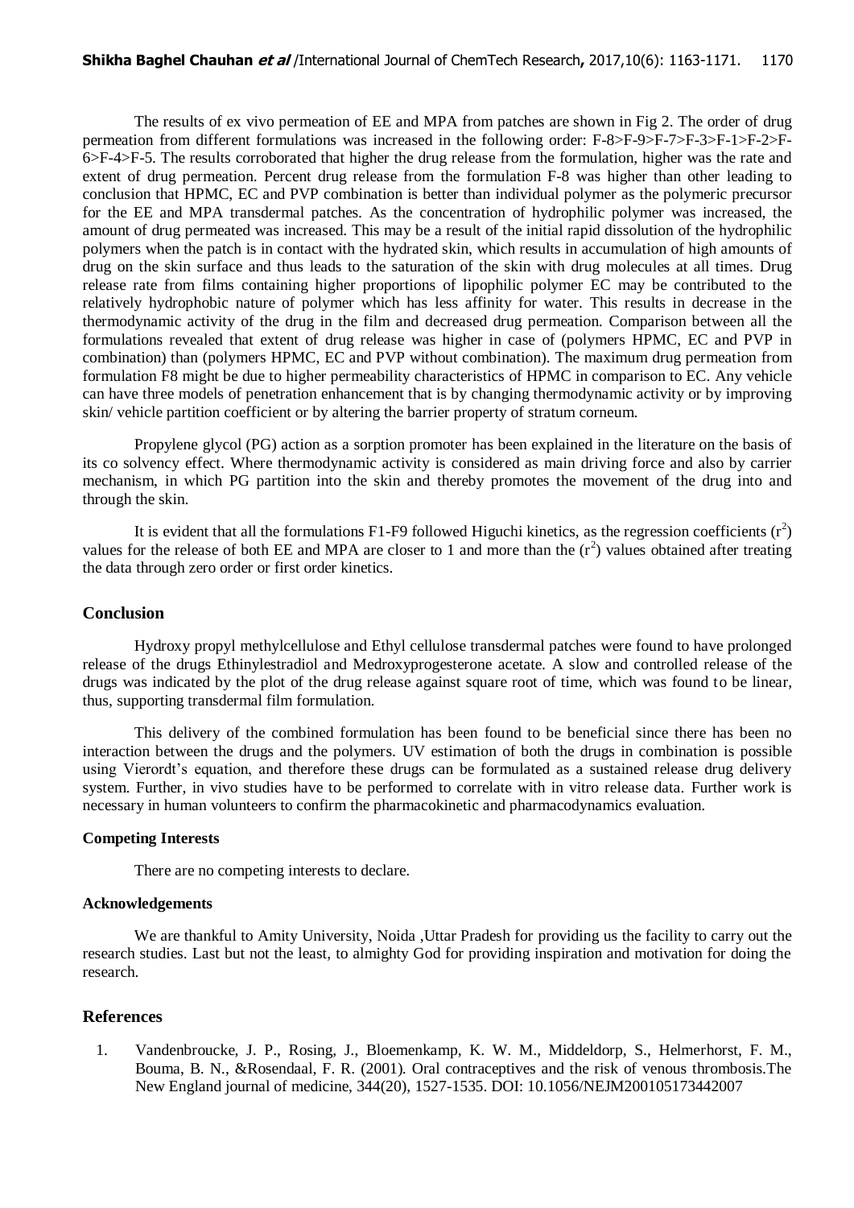The results of ex vivo permeation of EE and MPA from patches are shown in Fig 2. The order of drug permeation from different formulations was increased in the following order: F-8>F-9>F-7>F-3>F-1>F-2>F-6>F-4>F-5. The results corroborated that higher the drug release from the formulation, higher was the rate and extent of drug permeation. Percent drug release from the formulation F-8 was higher than other leading to conclusion that HPMC, EC and PVP combination is better than individual polymer as the polymeric precursor for the EE and MPA transdermal patches. As the concentration of hydrophilic polymer was increased, the amount of drug permeated was increased. This may be a result of the initial rapid dissolution of the hydrophilic polymers when the patch is in contact with the hydrated skin, which results in accumulation of high amounts of drug on the skin surface and thus leads to the saturation of the skin with drug molecules at all times. Drug release rate from films containing higher proportions of lipophilic polymer EC may be contributed to the relatively hydrophobic nature of polymer which has less affinity for water. This results in decrease in the thermodynamic activity of the drug in the film and decreased drug permeation. Comparison between all the formulations revealed that extent of drug release was higher in case of (polymers HPMC, EC and PVP in combination) than (polymers HPMC, EC and PVP without combination). The maximum drug permeation from formulation F8 might be due to higher permeability characteristics of HPMC in comparison to EC. Any vehicle can have three models of penetration enhancement that is by changing thermodynamic activity or by improving skin/ vehicle partition coefficient or by altering the barrier property of stratum corneum.

Propylene glycol (PG) action as a sorption promoter has been explained in the literature on the basis of its co solvency effect. Where thermodynamic activity is considered as main driving force and also by carrier mechanism, in which PG partition into the skin and thereby promotes the movement of the drug into and through the skin.

It is evident that all the formulations F1-F9 followed Higuchi kinetics, as the regression coefficients ($r^2$) values for the release of both EE and MPA are closer to 1 and more than the ($r^2$) values obtained after treating the data through zero order or first order kinetics.

## Conclusion

Hydroxy propyl methylcellulose and Ethyl cellulose transdermal patches were found to have prolonged release of the drugs Ethinylestradiol and Medroxyprogesterone acetate. A slow and controlled release of the drugs was indicated by the plot of the drug release against square root of time, which was found to be linear, thus, supporting transdermal film formulation.

This delivery of the combined formulation has been found to be beneficial since there has been no interaction between the drugs and the polymers. UV estimation of both the drugs in combination is possible using Vierordt's equation, and therefore these drugs can be formulated as a sustained release drug delivery system. Further, in vivo studies have to be performed to correlate with in vitro release data. Further work is necessary in human volunteers to confirm the pharmacokinetic and pharmacodynamics evaluation.

### Competing Interests

There are no competing interests to declare.

### Acknowledgements

We are thankful to Amity University, Noida ,Uttar Pradesh for providing us the facility to carry out the research studies. Last but not the least, to almighty God for providing inspiration and motivation for doing the research.

## References

1. Vandenbroucke, J. P., Rosing, J., Bloemenkamp, K. W. M., Middeldorp, S., Helmerhorst, F. M., Bouma, B. N., &Rosendaal, F. R. (2001). Oral contraceptives and the risk of venous thrombosis.The New England journal of medicine, 344(20), 1527-1535. DOI: 10.1056/NEJM200105173442007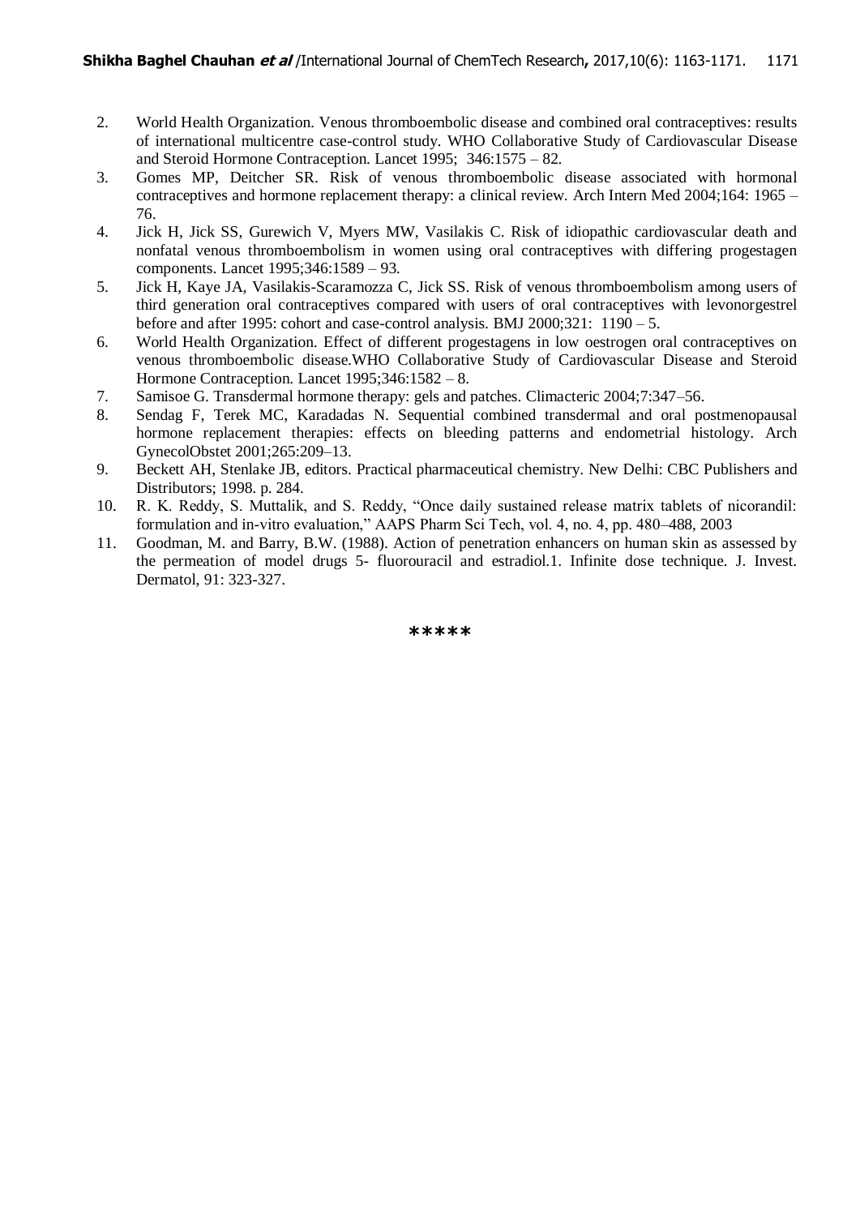2. World Health Organization. Venous thromboembolic disease and combined oral contraceptives: results of international multicentre case-control study. WHO Collaborative Study of Cardiovascular Disease and Steroid Hormone Contraception. Lancet 1995; 346:1575 – 82.
3. Gomes MP, Deitcher SR. Risk of venous thromboembolic disease associated with hormonal contraceptives and hormone replacement therapy: a clinical review. Arch Intern Med 2004;164: 1965 – 76.
4. Jick H, Jick SS, Gurewich V, Myers MW, Vasilakis C. Risk of idiopathic cardiovascular death and nonfatal venous thromboembolism in women using oral contraceptives with differing progestagen components. Lancet 1995;346:1589 – 93.
5. Jick H, Kaye JA, Vasilakis-Scaramozza C, Jick SS. Risk of venous thromboembolism among users of third generation oral contraceptives compared with users of oral contraceptives with levonorgestrel before and after 1995: cohort and case-control analysis. BMJ 2000;321: 1190 – 5.
6. World Health Organization. Effect of different progestagens in low oestrogen oral contraceptives on venous thromboembolic disease.WHO Collaborative Study of Cardiovascular Disease and Steroid Hormone Contraception. Lancet 1995;346:1582 – 8.
7. Samisoe G. Transdermal hormone therapy: gels and patches. Climacteric 2004;7:347–56.
8. Sendag F, Terek MC, Karadadas N. Sequential combined transdermal and oral postmenopausal hormone replacement therapies: effects on bleeding patterns and endometrial histology. Arch GynecolObstet 2001;265:209–13.
9. Beckett AH, Stenlake JB, editors. Practical pharmaceutical chemistry. New Delhi: CBC Publishers and Distributors; 1998. p. 284.
10. R. K. Reddy, S. Muttalik, and S. Reddy, "Once daily sustained release matrix tablets of nicorandil: formulation and in-vitro evaluation," AAPS Pharm Sci Tech, vol. 4, no. 4, pp. 480–488, 2003
11. Goodman, M. and Barry, B.W. (1988). Action of penetration enhancers on human skin as assessed by the permeation of model drugs 5- fluorouracil and estradiol.1. Infinite dose technique. J. Invest. Dermatol, 91: 323-327.

*****